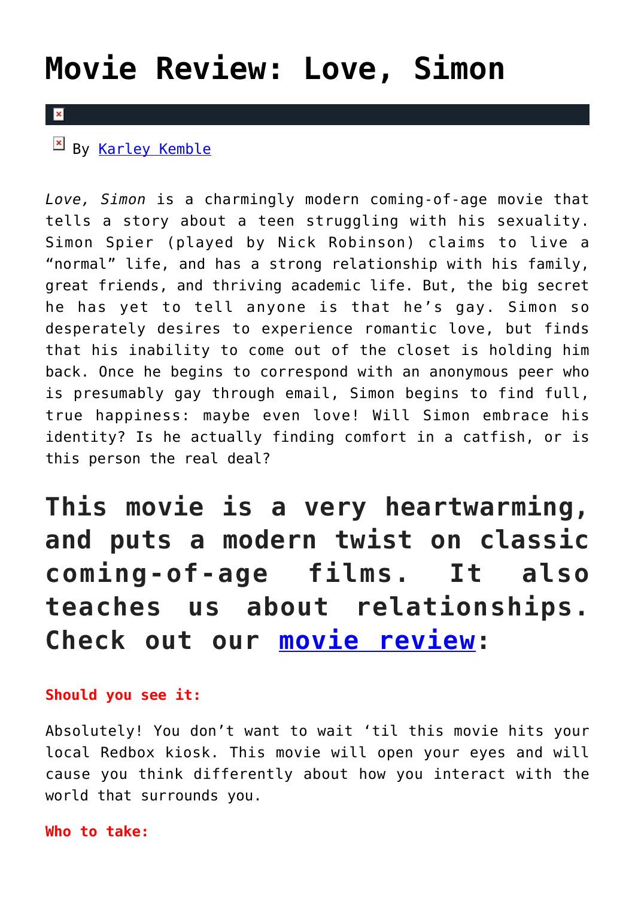# Movie Review: Love, Simon

By [Karley Kemble]

*Love, Simon* is a charmingly modern coming-of-age movie that tells a story about a teen struggling with his sexuality. Simon Spier (played by Nick Robinson) claims to live a "normal" life, and has a strong relationship with his family, great friends, and thriving academic life. But, the big secret he has yet to tell anyone is that he's gay. Simon so desperately desires to experience romantic love, but finds that his inability to come out of the closet is holding him back. Once he begins to correspond with an anonymous peer who is presumably gay through email, Simon begins to find full, true happiness: maybe even love! Will Simon embrace his identity? Is he actually finding comfort in a catfish, or is this person the real deal?

## This movie is a very heartwarming, and puts a modern twist on classic coming-of-age films. It also teaches us about relationships. Check out our movie review:

**Should you see it:**

Absolutely! You don't want to wait 'til this movie hits your local Redbox kiosk. This movie will open your eyes and will cause you think differently about how you interact with the world that surrounds you.

**Who to take:**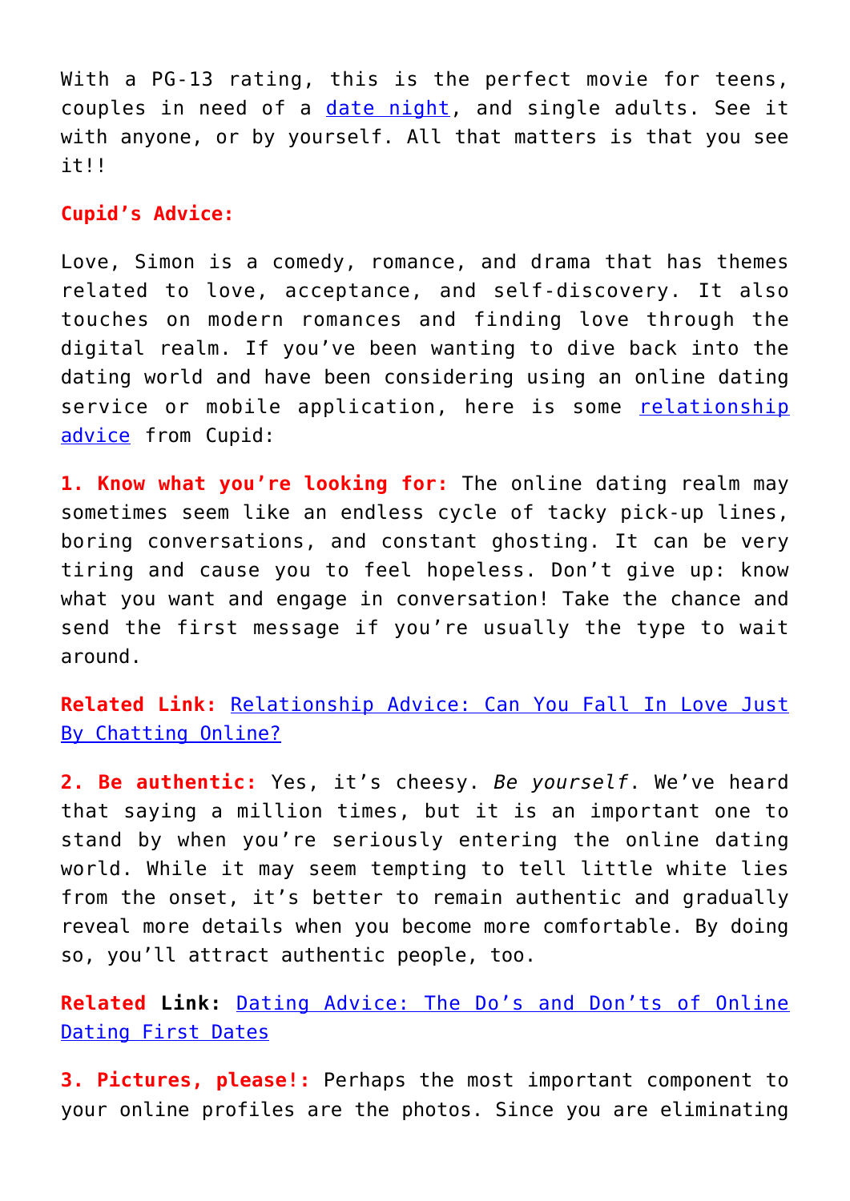With a PG-13 rating, this is the perfect movie for teens, couples in need of a date night, and single adults. See it with anyone, or by yourself. All that matters is that you see it!!

**Cupid's Advice:**

Love, Simon is a comedy, romance, and drama that has themes related to love, acceptance, and self-discovery. It also touches on modern romances and finding love through the digital realm. If you've been wanting to dive back into the dating world and have been considering using an online dating service or mobile application, here is some relationship advice from Cupid:

**1. Know what you're looking for:** The online dating realm may sometimes seem like an endless cycle of tacky pick-up lines, boring conversations, and constant ghosting. It can be very tiring and cause you to feel hopeless. Don't give up: know what you want and engage in conversation! Take the chance and send the first message if you're usually the type to wait around.

**Related Link:** Relationship Advice: Can You Fall In Love Just By Chatting Online?

**2. Be authentic:** Yes, it's cheesy. *Be yourself*. We've heard that saying a million times, but it is an important one to stand by when you're seriously entering the online dating world. While it may seem tempting to tell little white lies from the onset, it's better to remain authentic and gradually reveal more details when you become more comfortable. By doing so, you'll attract authentic people, too.

**Related Link:** Dating Advice: The Do's and Don'ts of Online Dating First Dates

**3. Pictures, please!:** Perhaps the most important component to your online profiles are the photos. Since you are eliminating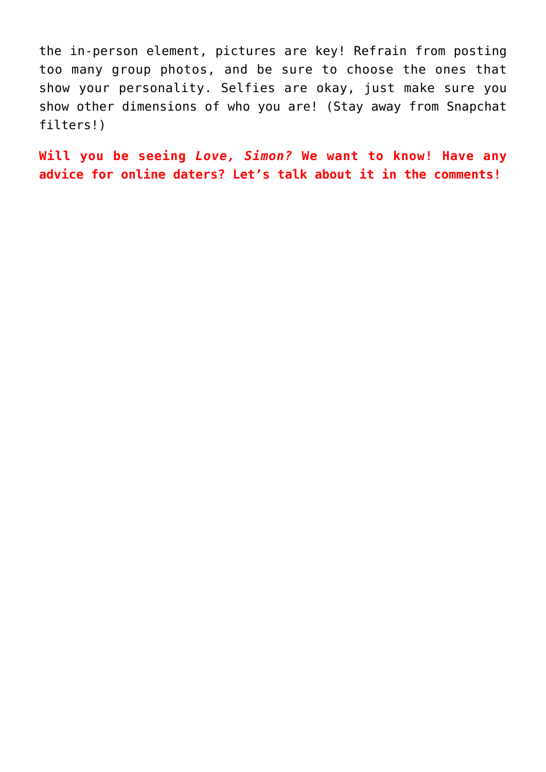the in-person element, pictures are key! Refrain from posting too many group photos, and be sure to choose the ones that show your personality. Selfies are okay, just make sure you show other dimensions of who you are! (Stay away from Snapchat filters!)

**Will you be seeing *Love, Simon?* We want to know! Have any advice for online daters? Let's talk about it in the comments!**